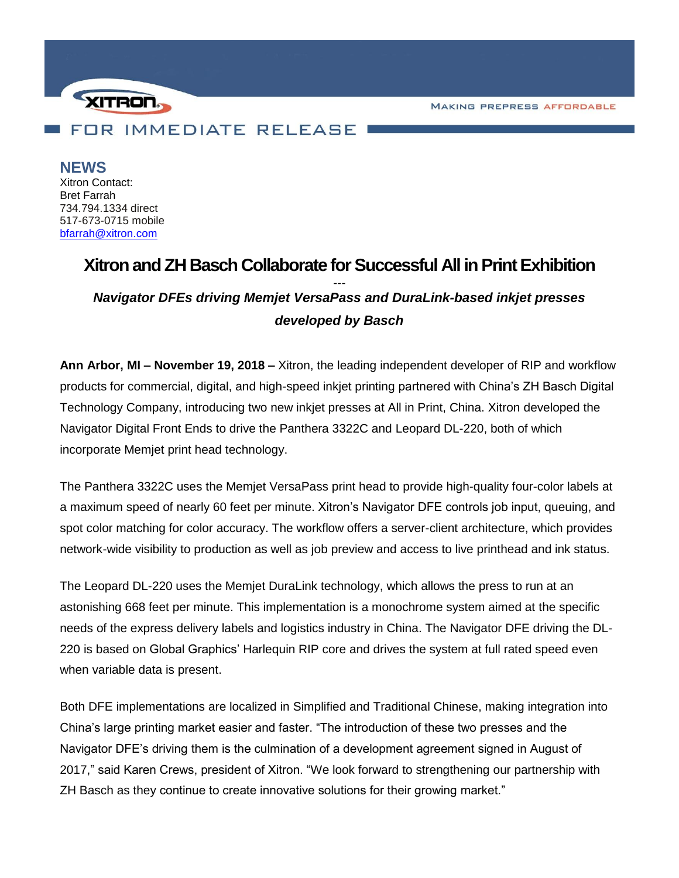XITRON

MAKING PREPRESS AFFORDABLE

FOR IMMEDIATE RELEASE

**NEWS**

Xitron Contact:
Bret Farrah
734.794.1334 direct
517-673-0715 mobile
bfarrah@xitron.com

# Xitron and ZH Basch Collaborate for Successful All in Print Exhibition

---

***Navigator DFEs driving Memjet VersaPass and DuraLink-based inkjet presses developed by Basch***

**Ann Arbor, MI – November 19, 2018 –** Xitron, the leading independent developer of RIP and workflow products for commercial, digital, and high-speed inkjet printing partnered with China's ZH Basch Digital Technology Company, introducing two new inkjet presses at All in Print, China. Xitron developed the Navigator Digital Front Ends to drive the Panthera 3322C and Leopard DL-220, both of which incorporate Memjet print head technology.

The Panthera 3322C uses the Memjet VersaPass print head to provide high-quality four-color labels at a maximum speed of nearly 60 feet per minute. Xitron's Navigator DFE controls job input, queuing, and spot color matching for color accuracy. The workflow offers a server-client architecture, which provides network-wide visibility to production as well as job preview and access to live printhead and ink status.

The Leopard DL-220 uses the Memjet DuraLink technology, which allows the press to run at an astonishing 668 feet per minute. This implementation is a monochrome system aimed at the specific needs of the express delivery labels and logistics industry in China. The Navigator DFE driving the DL-220 is based on Global Graphics' Harlequin RIP core and drives the system at full rated speed even when variable data is present.

Both DFE implementations are localized in Simplified and Traditional Chinese, making integration into China's large printing market easier and faster. "The introduction of these two presses and the Navigator DFE's driving them is the culmination of a development agreement signed in August of 2017," said Karen Crews, president of Xitron. "We look forward to strengthening our partnership with ZH Basch as they continue to create innovative solutions for their growing market."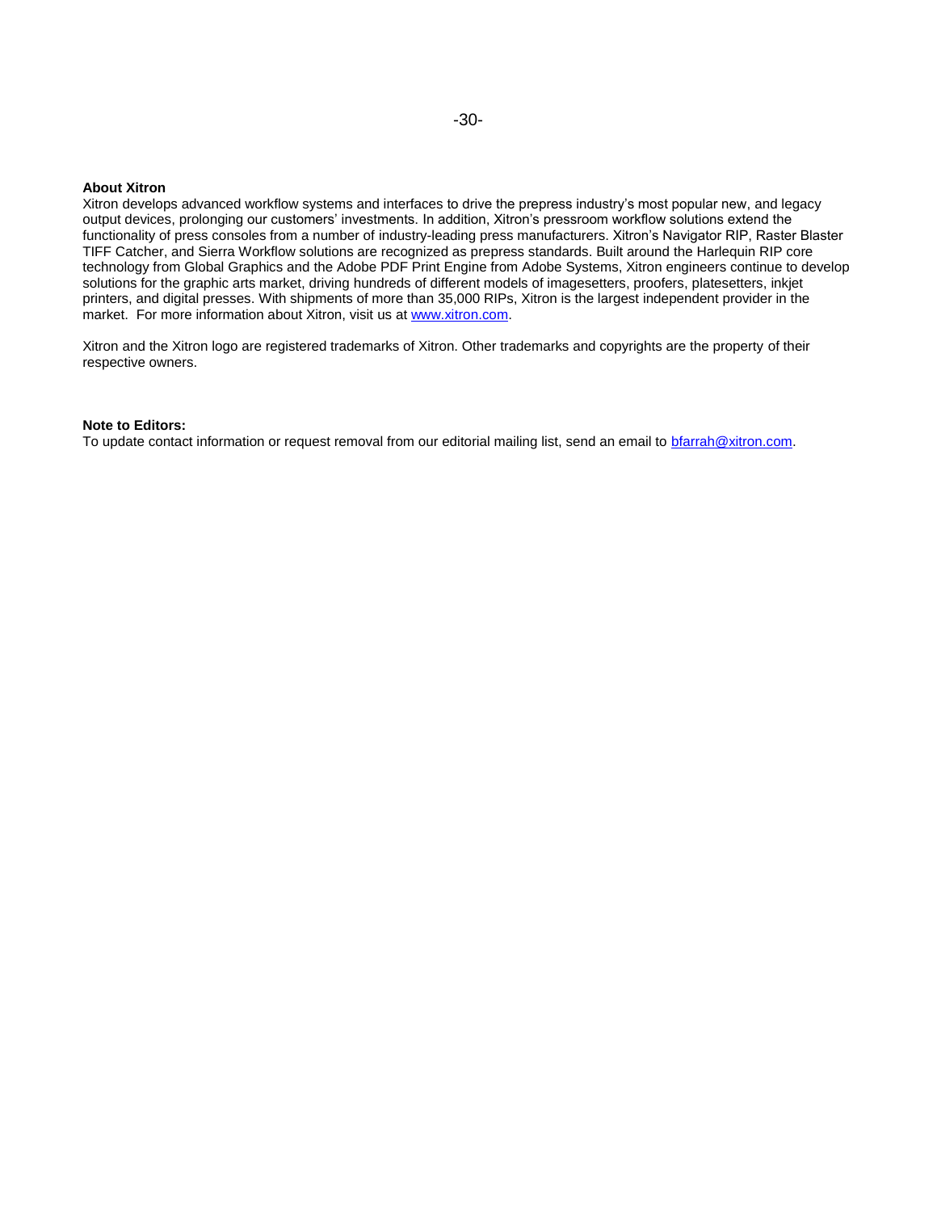-30-

**About Xitron**

Xitron develops advanced workflow systems and interfaces to drive the prepress industry's most popular new, and legacy output devices, prolonging our customers' investments. In addition, Xitron's pressroom workflow solutions extend the functionality of press consoles from a number of industry-leading press manufacturers. Xitron's Navigator RIP, Raster Blaster TIFF Catcher, and Sierra Workflow solutions are recognized as prepress standards. Built around the Harlequin RIP core technology from Global Graphics and the Adobe PDF Print Engine from Adobe Systems, Xitron engineers continue to develop solutions for the graphic arts market, driving hundreds of different models of imagesetters, proofers, platesetters, inkjet printers, and digital presses. With shipments of more than 35,000 RIPs, Xitron is the largest independent provider in the market. For more information about Xitron, visit us at [www.xitron.com](http://www.xitron.com).

Xitron and the Xitron logo are registered trademarks of Xitron. Other trademarks and copyrights are the property of their respective owners.

**Note to Editors:**

To update contact information or request removal from our editorial mailing list, send an email to [bfarrah@xitron.com](mailto:bfarrah@xitron.com).